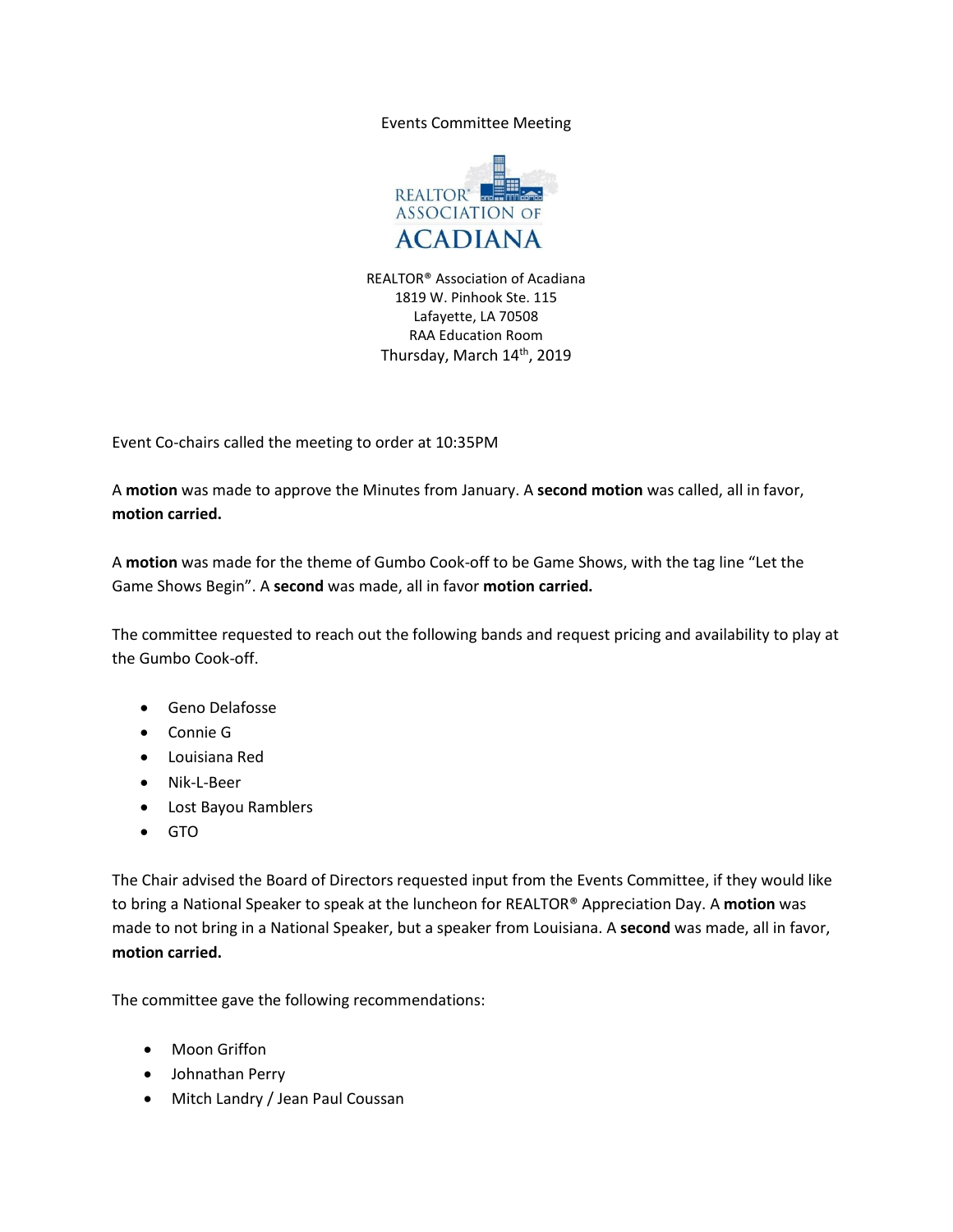# Events Committee Meeting

REALTOR® ASSOCIATION OF ACADIANA

REALTOR® Association of Acadiana
1819 W. Pinhook Ste. 115
Lafayette, LA 70508
RAA Education Room
Thursday, March 14th, 2019

Event Co-chairs called the meeting to order at 10:35PM

A **motion** was made to approve the Minutes from January. A **second motion** was called, all in favor, **motion carried.**

A **motion** was made for the theme of Gumbo Cook-off to be Game Shows, with the tag line "Let the Game Shows Begin". A **second** was made, all in favor **motion carried.**

The committee requested to reach out the following bands and request pricing and availability to play at the Gumbo Cook-off.

- Geno Delafosse
- Connie G
- Louisiana Red
- Nik-L-Beer
- Lost Bayou Ramblers
- GTO

The Chair advised the Board of Directors requested input from the Events Committee, if they would like to bring a National Speaker to speak at the luncheon for REALTOR® Appreciation Day. A **motion** was made to not bring in a National Speaker, but a speaker from Louisiana. A **second** was made, all in favor, **motion carried.**

The committee gave the following recommendations:

- Moon Griffon
- Johnathan Perry
- Mitch Landry / Jean Paul Coussan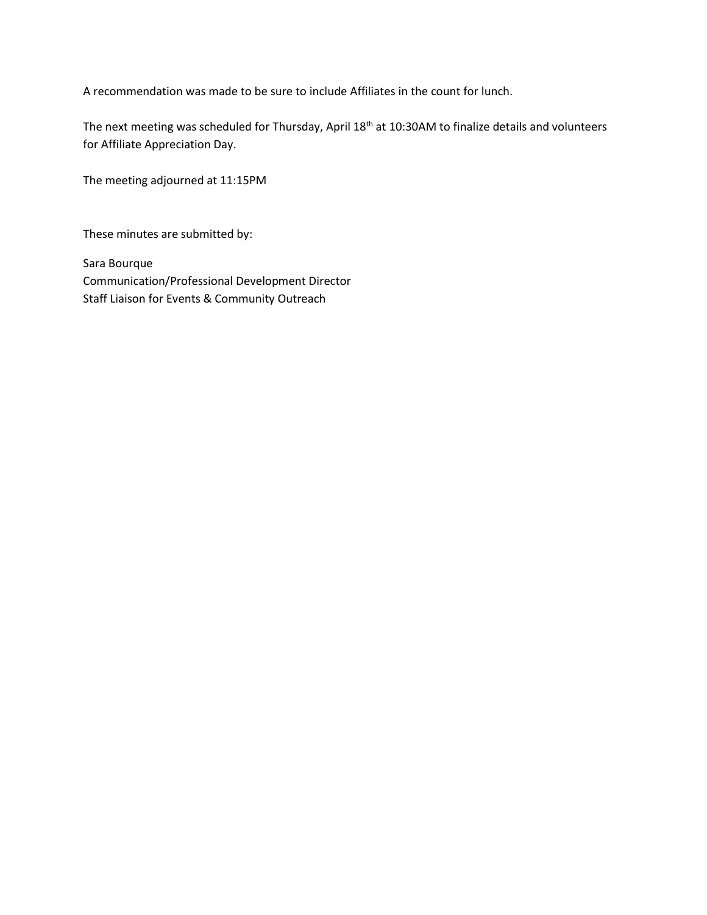A recommendation was made to be sure to include Affiliates in the count for lunch.

The next meeting was scheduled for Thursday, April 18th at 10:30AM to finalize details and volunteers for Affiliate Appreciation Day.

The meeting adjourned at 11:15PM

These minutes are submitted by:

Sara Bourque
Communication/Professional Development Director
Staff Liaison for Events & Community Outreach